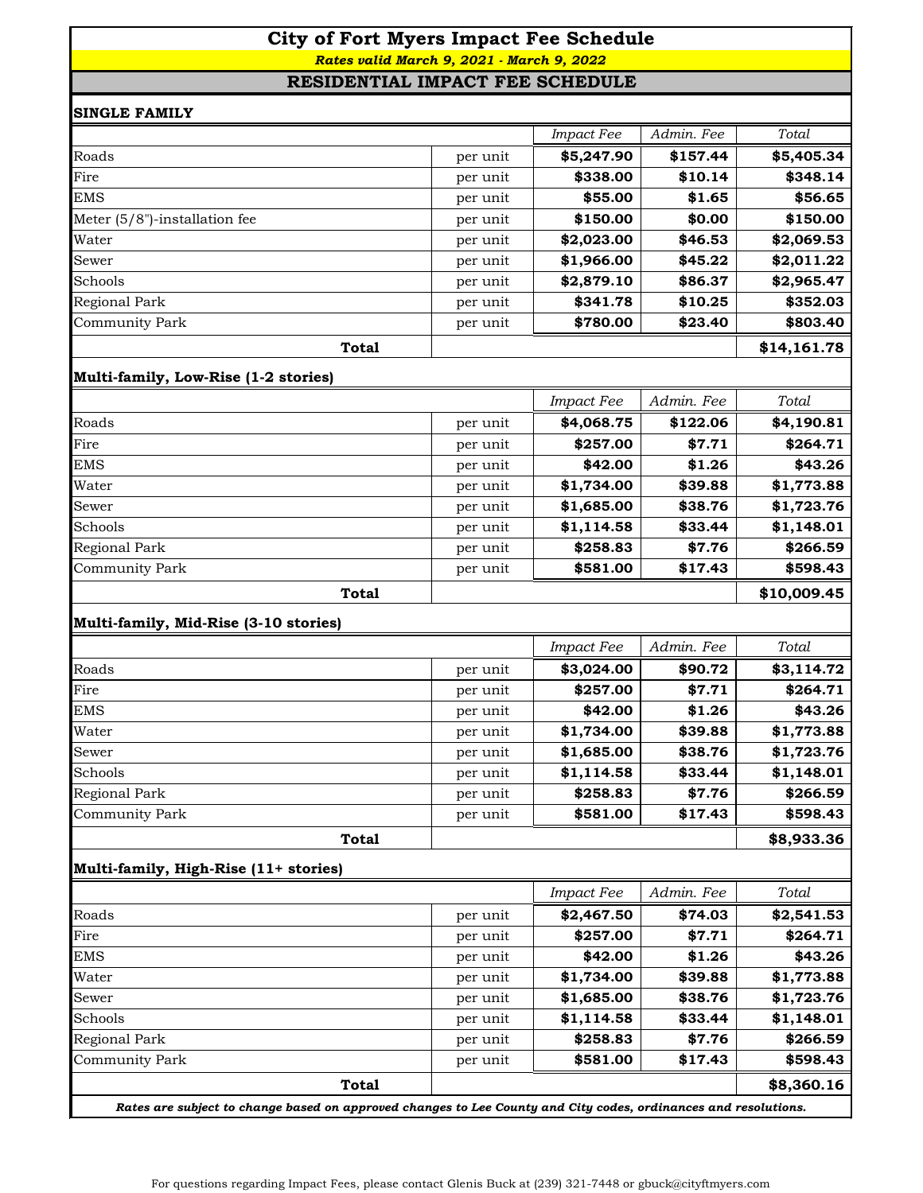# City of Fort Myers Impact Fee Schedule

***Rates valid March 9, 2021 - March 9, 2022***

## RESIDENTIAL IMPACT FEE SCHEDULE

### SINGLE FAMILY

| | | *Impact Fee* | *Admin. Fee* | *Total* |
|---|---|---|---|---|
| Roads | per unit | **$5,247.90** | **$157.44** | **$5,405.34** |
| Fire | per unit | **$338.00** | **$10.14** | **$348.14** |
| EMS | per unit | **$55.00** | **$1.65** | **$56.65** |
| Meter (5/8")-installation fee | per unit | **$150.00** | **$0.00** | **$150.00** |
| Water | per unit | **$2,023.00** | **$46.53** | **$2,069.53** |
| Sewer | per unit | **$1,966.00** | **$45.22** | **$2,011.22** |
| Schools | per unit | **$2,879.10** | **$86.37** | **$2,965.47** |
| Regional Park | per unit | **$341.78** | **$10.25** | **$352.03** |
| Community Park | per unit | **$780.00** | **$23.40** | **$803.40** |
| **Total** | | | | **$14,161.78** |

### Multi-family, Low-Rise (1-2 stories)

| | | *Impact Fee* | *Admin. Fee* | *Total* |
|---|---|---|---|---|
| Roads | per unit | **$4,068.75** | **$122.06** | **$4,190.81** |
| Fire | per unit | **$257.00** | **$7.71** | **$264.71** |
| EMS | per unit | **$42.00** | **$1.26** | **$43.26** |
| Water | per unit | **$1,734.00** | **$39.88** | **$1,773.88** |
| Sewer | per unit | **$1,685.00** | **$38.76** | **$1,723.76** |
| Schools | per unit | **$1,114.58** | **$33.44** | **$1,148.01** |
| Regional Park | per unit | **$258.83** | **$7.76** | **$266.59** |
| Community Park | per unit | **$581.00** | **$17.43** | **$598.43** |
| **Total** | | | | **$10,009.45** |

### Multi-family, Mid-Rise (3-10 stories)

| | | *Impact Fee* | *Admin. Fee* | *Total* |
|---|---|---|---|---|
| Roads | per unit | **$3,024.00** | **$90.72** | **$3,114.72** |
| Fire | per unit | **$257.00** | **$7.71** | **$264.71** |
| EMS | per unit | **$42.00** | **$1.26** | **$43.26** |
| Water | per unit | **$1,734.00** | **$39.88** | **$1,773.88** |
| Sewer | per unit | **$1,685.00** | **$38.76** | **$1,723.76** |
| Schools | per unit | **$1,114.58** | **$33.44** | **$1,148.01** |
| Regional Park | per unit | **$258.83** | **$7.76** | **$266.59** |
| Community Park | per unit | **$581.00** | **$17.43** | **$598.43** |
| **Total** | | | | **$8,933.36** |

### Multi-family, High-Rise (11+ stories)

| | | *Impact Fee* | *Admin. Fee* | *Total* |
|---|---|---|---|---|
| Roads | per unit | **$2,467.50** | **$74.03** | **$2,541.53** |
| Fire | per unit | **$257.00** | **$7.71** | **$264.71** |
| EMS | per unit | **$42.00** | **$1.26** | **$43.26** |
| Water | per unit | **$1,734.00** | **$39.88** | **$1,773.88** |
| Sewer | per unit | **$1,685.00** | **$38.76** | **$1,723.76** |
| Schools | per unit | **$1,114.58** | **$33.44** | **$1,148.01** |
| Regional Park | per unit | **$258.83** | **$7.76** | **$266.59** |
| Community Park | per unit | **$581.00** | **$17.43** | **$598.43** |
| **Total** | | | | **$8,360.16** |

***Rates are subject to change based on approved changes to Lee County and City codes, ordinances and resolutions.***

For questions regarding Impact Fees, please contact Glenis Buck at (239) 321-7448 or gbuck@cityftmyers.com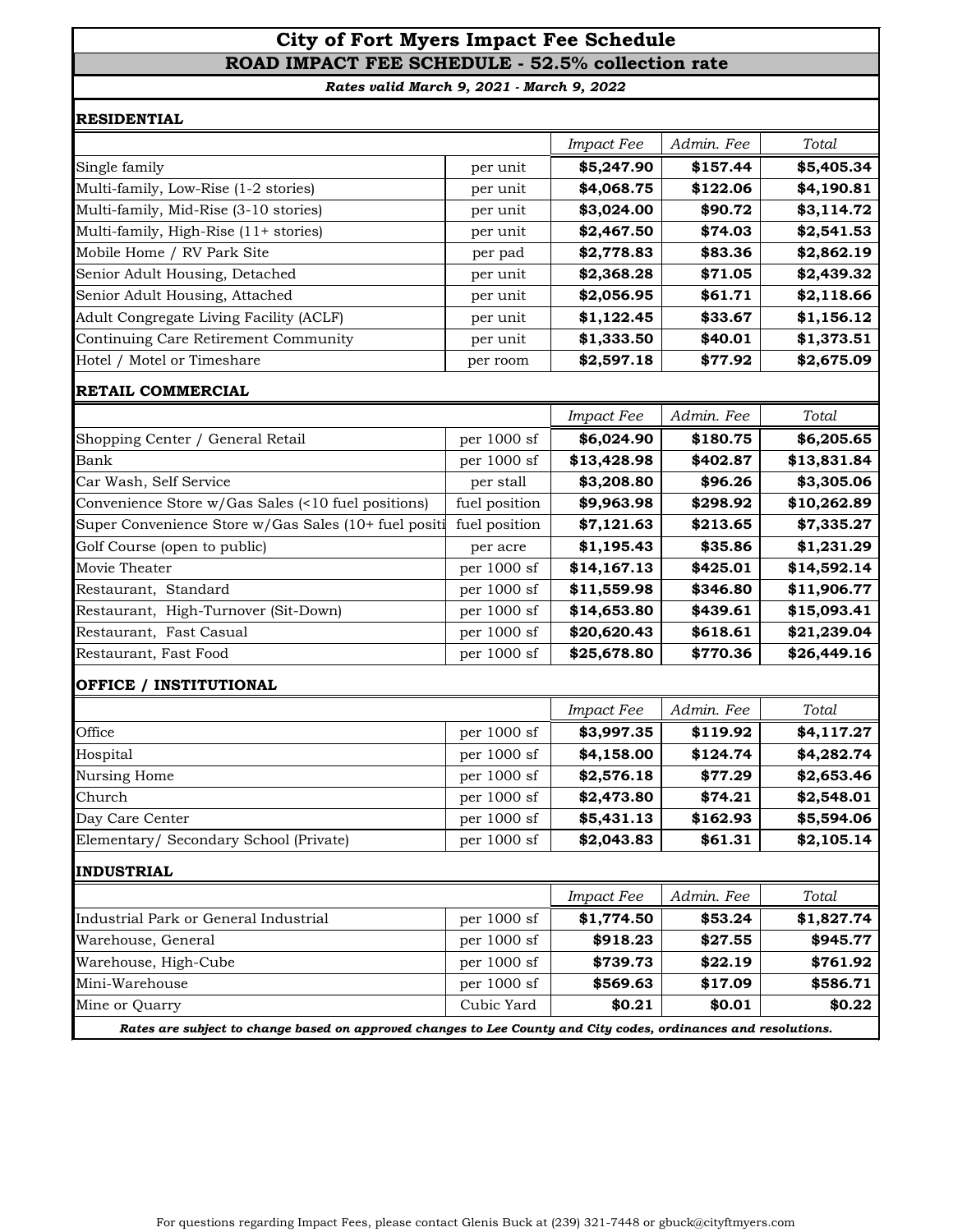# City of Fort Myers Impact Fee Schedule

## ROAD IMPACT FEE SCHEDULE - 52.5% collection rate

***Rates valid March 9, 2021 - March 9, 2022***

### RESIDENTIAL

| | | *Impact Fee* | *Admin. Fee* | *Total* |
|---|---|---|---|---|
| Single family | per unit | **$5,247.90** | **$157.44** | **$5,405.34** |
| Multi-family, Low-Rise (1-2 stories) | per unit | **$4,068.75** | **$122.06** | **$4,190.81** |
| Multi-family, Mid-Rise (3-10 stories) | per unit | **$3,024.00** | **$90.72** | **$3,114.72** |
| Multi-family, High-Rise (11+ stories) | per unit | **$2,467.50** | **$74.03** | **$2,541.53** |
| Mobile Home / RV Park Site | per pad | **$2,778.83** | **$83.36** | **$2,862.19** |
| Senior Adult Housing, Detached | per unit | **$2,368.28** | **$71.05** | **$2,439.32** |
| Senior Adult Housing, Attached | per unit | **$2,056.95** | **$61.71** | **$2,118.66** |
| Adult Congregate Living Facility (ACLF) | per unit | **$1,122.45** | **$33.67** | **$1,156.12** |
| Continuing Care Retirement Community | per unit | **$1,333.50** | **$40.01** | **$1,373.51** |
| Hotel / Motel or Timeshare | per room | **$2,597.18** | **$77.92** | **$2,675.09** |

### RETAIL COMMERCIAL

| | | *Impact Fee* | *Admin. Fee* | *Total* |
|---|---|---|---|---|
| Shopping Center / General Retail | per 1000 sf | **$6,024.90** | **$180.75** | **$6,205.65** |
| Bank | per 1000 sf | **$13,428.98** | **$402.87** | **$13,831.84** |
| Car Wash, Self Service | per stall | **$3,208.80** | **$96.26** | **$3,305.06** |
| Convenience Store w/Gas Sales (<10 fuel positions) | fuel position | **$9,963.98** | **$298.92** | **$10,262.89** |
| Super Convenience Store w/Gas Sales (10+ fuel positi | fuel position | **$7,121.63** | **$213.65** | **$7,335.27** |
| Golf Course (open to public) | per acre | **$1,195.43** | **$35.86** | **$1,231.29** |
| Movie Theater | per 1000 sf | **$14,167.13** | **$425.01** | **$14,592.14** |
| Restaurant, Standard | per 1000 sf | **$11,559.98** | **$346.80** | **$11,906.77** |
| Restaurant, High-Turnover (Sit-Down) | per 1000 sf | **$14,653.80** | **$439.61** | **$15,093.41** |
| Restaurant, Fast Casual | per 1000 sf | **$20,620.43** | **$618.61** | **$21,239.04** |
| Restaurant, Fast Food | per 1000 sf | **$25,678.80** | **$770.36** | **$26,449.16** |

### OFFICE / INSTITUTIONAL

| | | *Impact Fee* | *Admin. Fee* | *Total* |
|---|---|---|---|---|
| Office | per 1000 sf | **$3,997.35** | **$119.92** | **$4,117.27** |
| Hospital | per 1000 sf | **$4,158.00** | **$124.74** | **$4,282.74** |
| Nursing Home | per 1000 sf | **$2,576.18** | **$77.29** | **$2,653.46** |
| Church | per 1000 sf | **$2,473.80** | **$74.21** | **$2,548.01** |
| Day Care Center | per 1000 sf | **$5,431.13** | **$162.93** | **$5,594.06** |
| Elementary/ Secondary School (Private) | per 1000 sf | **$2,043.83** | **$61.31** | **$2,105.14** |

### INDUSTRIAL

| | | *Impact Fee* | *Admin. Fee* | *Total* |
|---|---|---|---|---|
| Industrial Park or General Industrial | per 1000 sf | **$1,774.50** | **$53.24** | **$1,827.74** |
| Warehouse, General | per 1000 sf | **$918.23** | **$27.55** | **$945.77** |
| Warehouse, High-Cube | per 1000 sf | **$739.73** | **$22.19** | **$761.92** |
| Mini-Warehouse | per 1000 sf | **$569.63** | **$17.09** | **$586.71** |
| Mine or Quarry | Cubic Yard | **$0.21** | **$0.01** | **$0.22** |

***Rates are subject to change based on approved changes to Lee County and City codes, ordinances and resolutions.***

For questions regarding Impact Fees, please contact Glenis Buck at (239) 321-7448 or gbuck@cityftmyers.com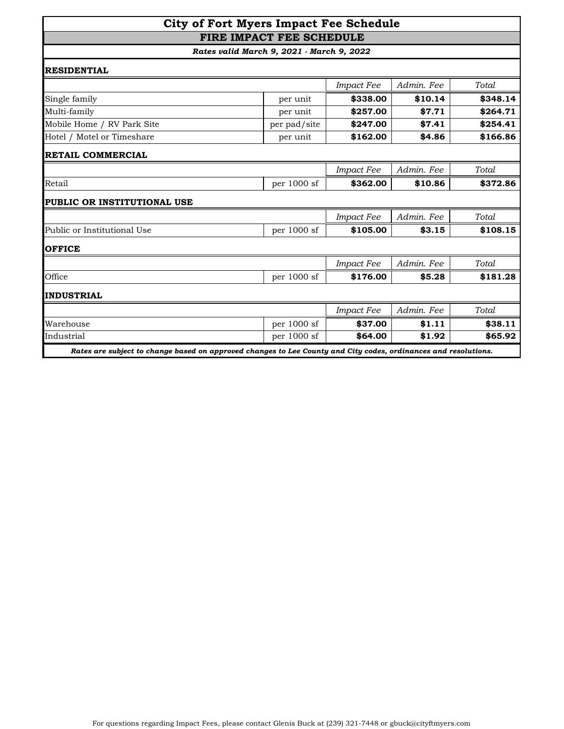# City of Fort Myers Impact Fee Schedule

## FIRE IMPACT FEE SCHEDULE

***Rates valid March 9, 2021 - March 9, 2022***

### RESIDENTIAL

| | | *Impact Fee* | *Admin. Fee* | *Total* |
|---|---|---|---|---|
| Single family | per unit | **$338.00** | **$10.14** | **$348.14** |
| Multi-family | per unit | **$257.00** | **$7.71** | **$264.71** |
| Mobile Home / RV Park Site | per pad/site | **$247.00** | **$7.41** | **$254.41** |
| Hotel / Motel or Timeshare | per unit | **$162.00** | **$4.86** | **$166.86** |

### RETAIL COMMERCIAL

| | | *Impact Fee* | *Admin. Fee* | *Total* |
|---|---|---|---|---|
| Retail | per 1000 sf | **$362.00** | **$10.86** | **$372.86** |

### PUBLIC OR INSTITUTIONAL USE

| | | *Impact Fee* | *Admin. Fee* | *Total* |
|---|---|---|---|---|
| Public or Institutional Use | per 1000 sf | **$105.00** | **$3.15** | **$108.15** |

### OFFICE

| | | *Impact Fee* | *Admin. Fee* | *Total* |
|---|---|---|---|---|
| Office | per 1000 sf | **$176.00** | **$5.28** | **$181.28** |

### INDUSTRIAL

| | | *Impact Fee* | *Admin. Fee* | *Total* |
|---|---|---|---|---|
| Warehouse | per 1000 sf | **$37.00** | **$1.11** | **$38.11** |
| Industrial | per 1000 sf | **$64.00** | **$1.92** | **$65.92** |

***Rates are subject to change based on approved changes to Lee County and City codes, ordinances and resolutions.***

For questions regarding Impact Fees, please contact Glenis Buck at (239) 321-7448 or gbuck@cityftmyers.com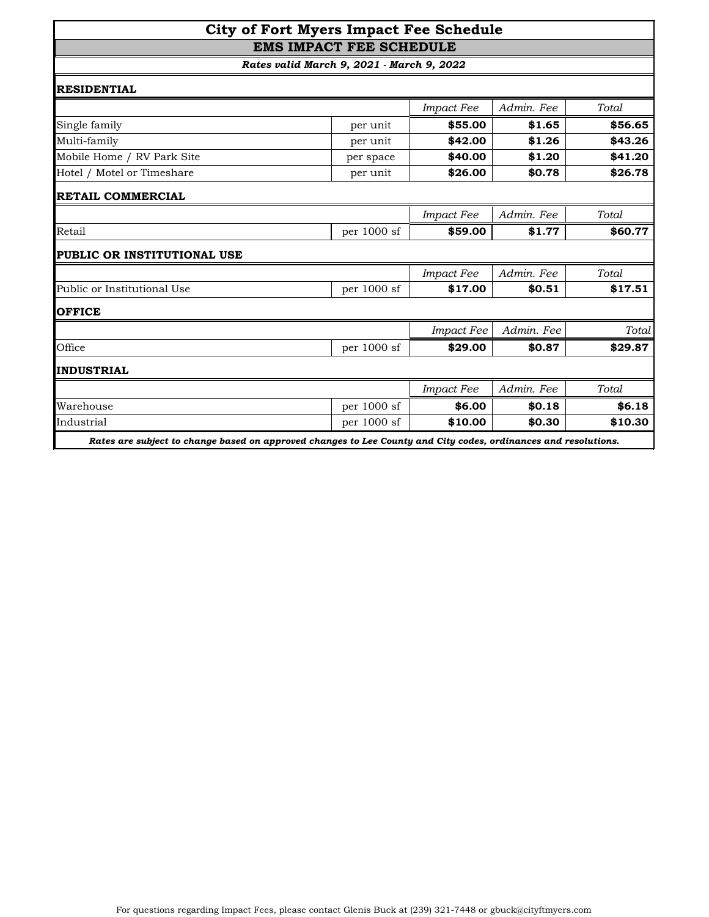# City of Fort Myers Impact Fee Schedule

## EMS IMPACT FEE SCHEDULE

***Rates valid March 9, 2021 - March 9, 2022***

### RESIDENTIAL

| | | *Impact Fee* | *Admin. Fee* | *Total* |
|---|---|---|---|---|
| Single family | per unit | **$55.00** | **$1.65** | **$56.65** |
| Multi-family | per unit | **$42.00** | **$1.26** | **$43.26** |
| Mobile Home / RV Park Site | per space | **$40.00** | **$1.20** | **$41.20** |
| Hotel / Motel or Timeshare | per unit | **$26.00** | **$0.78** | **$26.78** |

### RETAIL COMMERCIAL

| | | *Impact Fee* | *Admin. Fee* | *Total* |
|---|---|---|---|---|
| Retail | per 1000 sf | **$59.00** | **$1.77** | **$60.77** |

### PUBLIC OR INSTITUTIONAL USE

| | | *Impact Fee* | *Admin. Fee* | *Total* |
|---|---|---|---|---|
| Public or Institutional Use | per 1000 sf | **$17.00** | **$0.51** | **$17.51** |

### OFFICE

| | | *Impact Fee* | *Admin. Fee* | *Total* |
|---|---|---|---|---|
| Office | per 1000 sf | **$29.00** | **$0.87** | **$29.87** |

### INDUSTRIAL

| | | *Impact Fee* | *Admin. Fee* | *Total* |
|---|---|---|---|---|
| Warehouse | per 1000 sf | **$6.00** | **$0.18** | **$6.18** |
| Industrial | per 1000 sf | **$10.00** | **$0.30** | **$10.30** |

***Rates are subject to change based on approved changes to Lee County and City codes, ordinances and resolutions.***

For questions regarding Impact Fees, please contact Glenis Buck at (239) 321-7448 or gbuck@cityftmyers.com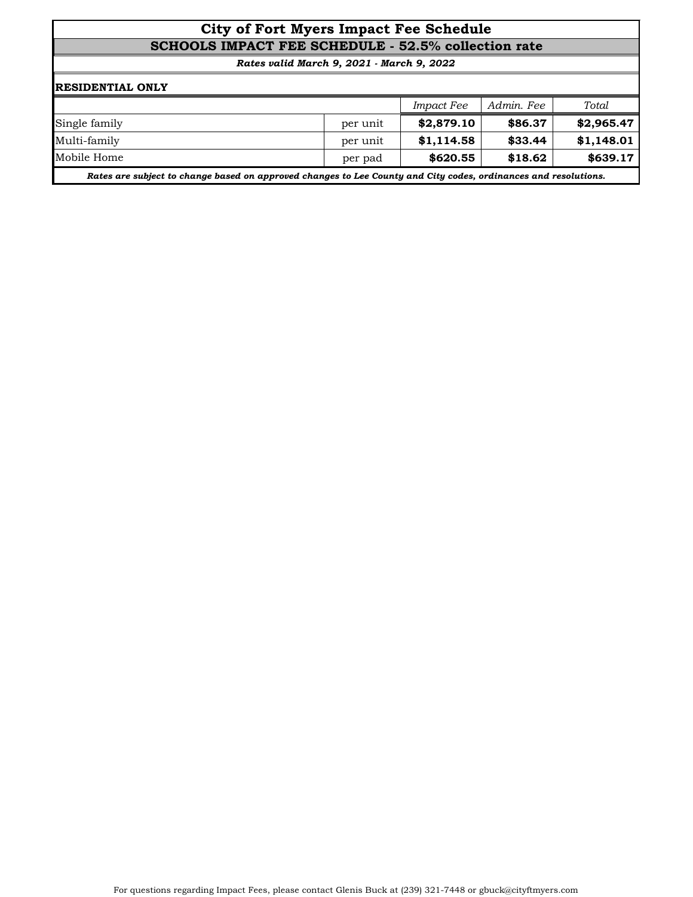# City of Fort Myers Impact Fee Schedule

## SCHOOLS IMPACT FEE SCHEDULE - 52.5% collection rate

***Rates valid March 9, 2021 - March 9, 2022***

**RESIDENTIAL ONLY**

| | | *Impact Fee* | *Admin. Fee* | *Total* |
|---|---|---|---|---|
| Single family | per unit | **$2,879.10** | **$86.37** | **$2,965.47** |
| Multi-family | per unit | **$1,114.58** | **$33.44** | **$1,148.01** |
| Mobile Home | per pad | **$620.55** | **$18.62** | **$639.17** |

***Rates are subject to change based on approved changes to Lee County and City codes, ordinances and resolutions.***

For questions regarding Impact Fees, please contact Glenis Buck at (239) 321-7448 or gbuck@cityftmyers.com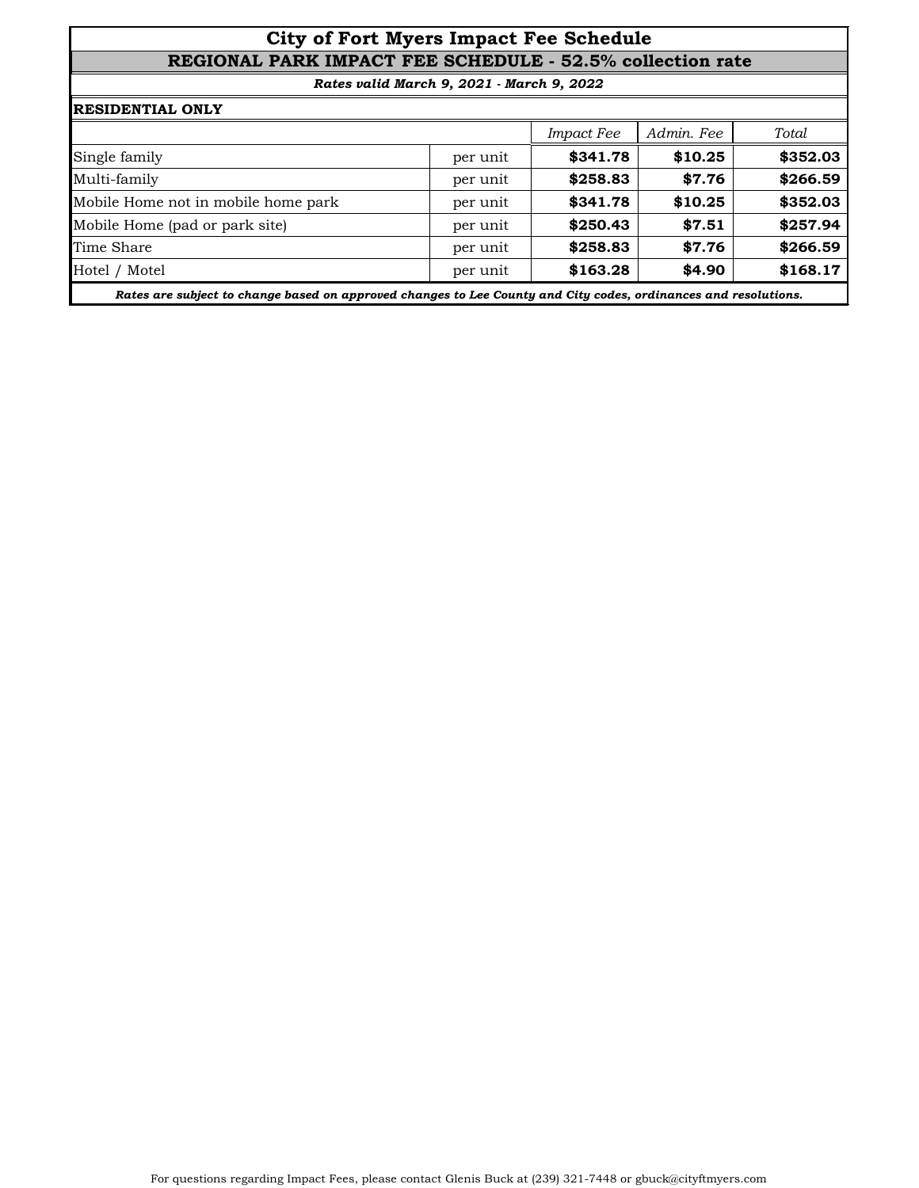# City of Fort Myers Impact Fee Schedule

## REGIONAL PARK IMPACT FEE SCHEDULE - 52.5% collection rate

***Rates valid March 9, 2021 - March 9, 2022***

**RESIDENTIAL ONLY**

| | | *Impact Fee* | *Admin. Fee* | *Total* |
|---|---|---|---|---|
| Single family | per unit | **$341.78** | **$10.25** | **$352.03** |
| Multi-family | per unit | **$258.83** | **$7.76** | **$266.59** |
| Mobile Home not in mobile home park | per unit | **$341.78** | **$10.25** | **$352.03** |
| Mobile Home (pad or park site) | per unit | **$250.43** | **$7.51** | **$257.94** |
| Time Share | per unit | **$258.83** | **$7.76** | **$266.59** |
| Hotel / Motel | per unit | **$163.28** | **$4.90** | **$168.17** |

***Rates are subject to change based on approved changes to Lee County and City codes, ordinances and resolutions.***

For questions regarding Impact Fees, please contact Glenis Buck at (239) 321-7448 or gbuck@cityftmyers.com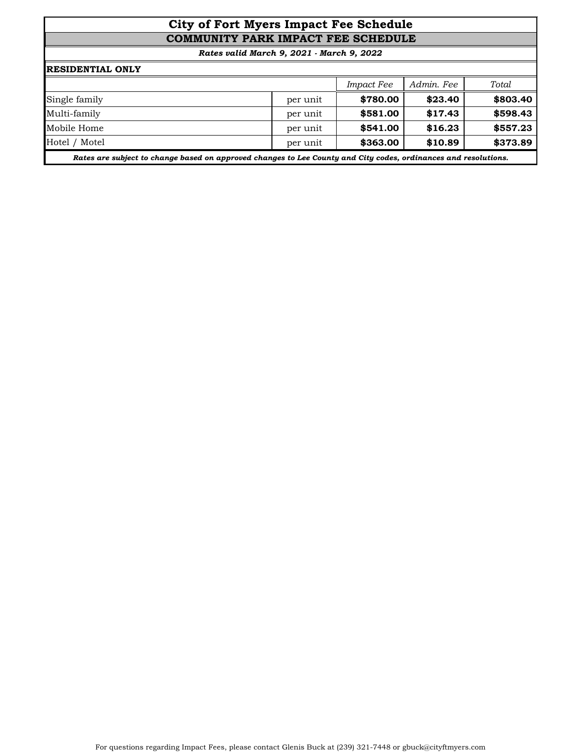# City of Fort Myers Impact Fee Schedule

## COMMUNITY PARK IMPACT FEE SCHEDULE

***Rates valid March 9, 2021 - March 9, 2022***

**RESIDENTIAL ONLY**

| | | *Impact Fee* | *Admin. Fee* | *Total* |
|---|---|---|---|---|
| Single family | per unit | **$780.00** | **$23.40** | **$803.40** |
| Multi-family | per unit | **$581.00** | **$17.43** | **$598.43** |
| Mobile Home | per unit | **$541.00** | **$16.23** | **$557.23** |
| Hotel / Motel | per unit | **$363.00** | **$10.89** | **$373.89** |

***Rates are subject to change based on approved changes to Lee County and City codes, ordinances and resolutions.***

For questions regarding Impact Fees, please contact Glenis Buck at (239) 321-7448 or gbuck@cityftmyers.com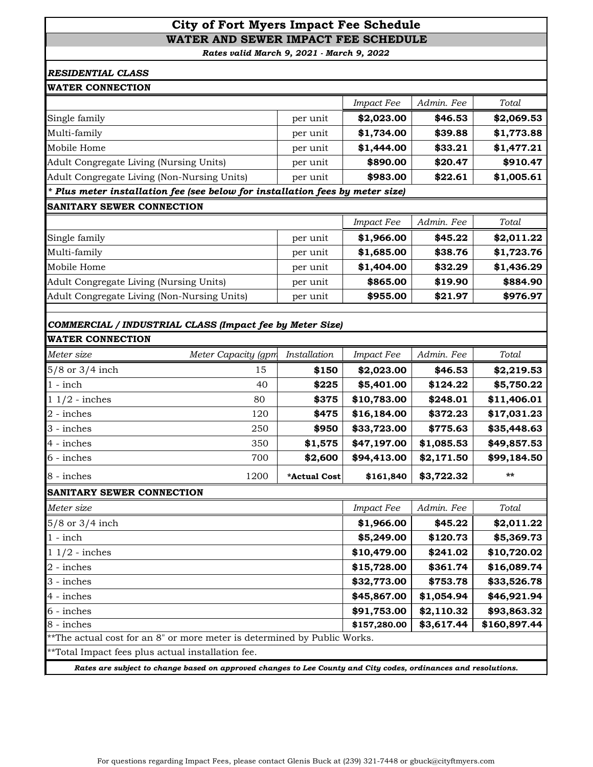# City of Fort Myers Impact Fee Schedule

## WATER AND SEWER IMPACT FEE SCHEDULE

***Rates valid March 9, 2021 - March 9, 2022***

### *RESIDENTIAL CLASS*

**WATER CONNECTION**

| | | *Impact Fee* | *Admin. Fee* | *Total* |
|---|---|---|---|---|
| Single family | per unit | **$2,023.00** | **$46.53** | **$2,069.53** |
| Multi-family | per unit | **$1,734.00** | **$39.88** | **$1,773.88** |
| Mobile Home | per unit | **$1,444.00** | **$33.21** | **$1,477.21** |
| Adult Congregate Living (Nursing Units) | per unit | **$890.00** | **$20.47** | **$910.47** |
| Adult Congregate Living (Non-Nursing Units) | per unit | **$983.00** | **$22.61** | **$1,005.61** |

***\* Plus meter installation fee (see below for installation fees by meter size)***

**SANITARY SEWER CONNECTION**

| | | *Impact Fee* | *Admin. Fee* | *Total* |
|---|---|---|---|---|
| Single family | per unit | **$1,966.00** | **$45.22** | **$2,011.22** |
| Multi-family | per unit | **$1,685.00** | **$38.76** | **$1,723.76** |
| Mobile Home | per unit | **$1,404.00** | **$32.29** | **$1,436.29** |
| Adult Congregate Living (Nursing Units) | per unit | **$865.00** | **$19.90** | **$884.90** |
| Adult Congregate Living (Non-Nursing Units) | per unit | **$955.00** | **$21.97** | **$976.97** |

### *COMMERCIAL / INDUSTRIAL CLASS (Impact fee by Meter Size)*

**WATER CONNECTION**

| *Meter size* | *Meter Capacity (gpm* | *Installation* | *Impact Fee* | *Admin. Fee* | *Total* |
|---|---|---|---|---|---|
| 5/8 or 3/4 inch | 15 | **$150** | **$2,023.00** | **$46.53** | **$2,219.53** |
| 1 - inch | 40 | **$225** | **$5,401.00** | **$124.22** | **$5,750.22** |
| 1 1/2 - inches | 80 | **$375** | **$10,783.00** | **$248.01** | **$11,406.01** |
| 2 - inches | 120 | **$475** | **$16,184.00** | **$372.23** | **$17,031.23** |
| 3 - inches | 250 | **$950** | **$33,723.00** | **$775.63** | **$35,448.63** |
| 4 - inches | 350 | **$1,575** | **$47,197.00** | **$1,085.53** | **$49,857.53** |
| 6 - inches | 700 | **$2,600** | **$94,413.00** | **$2,171.50** | **$99,184.50** |
| 8 - inches | 1200 | **\*Actual Cost** | **$161,840** | **$3,722.32** | ** |

**SANITARY SEWER CONNECTION**

| *Meter size* | *Impact Fee* | *Admin. Fee* | *Total* |
|---|---|---|---|
| 5/8 or 3/4 inch | **$1,966.00** | **$45.22** | **$2,011.22** |
| 1 - inch | **$5,249.00** | **$120.73** | **$5,369.73** |
| 1 1/2 - inches | **$10,479.00** | **$241.02** | **$10,720.02** |
| 2 - inches | **$15,728.00** | **$361.74** | **$16,089.74** |
| 3 - inches | **$32,773.00** | **$753.78** | **$33,526.78** |
| 4 - inches | **$45,867.00** | **$1,054.94** | **$46,921.94** |
| 6 - inches | **$91,753.00** | **$2,110.32** | **$93,863.32** |
| 8 - inches | **$157,280.00** | **$3,617.44** | **$160,897.44** |

**The actual cost for an 8" or more meter is determined by Public Works.

**Total Impact fees plus actual installation fee.

***Rates are subject to change based on approved changes to Lee County and City codes, ordinances and resolutions.***

For questions regarding Impact Fees, please contact Glenis Buck at (239) 321-7448 or gbuck@cityftmyers.com